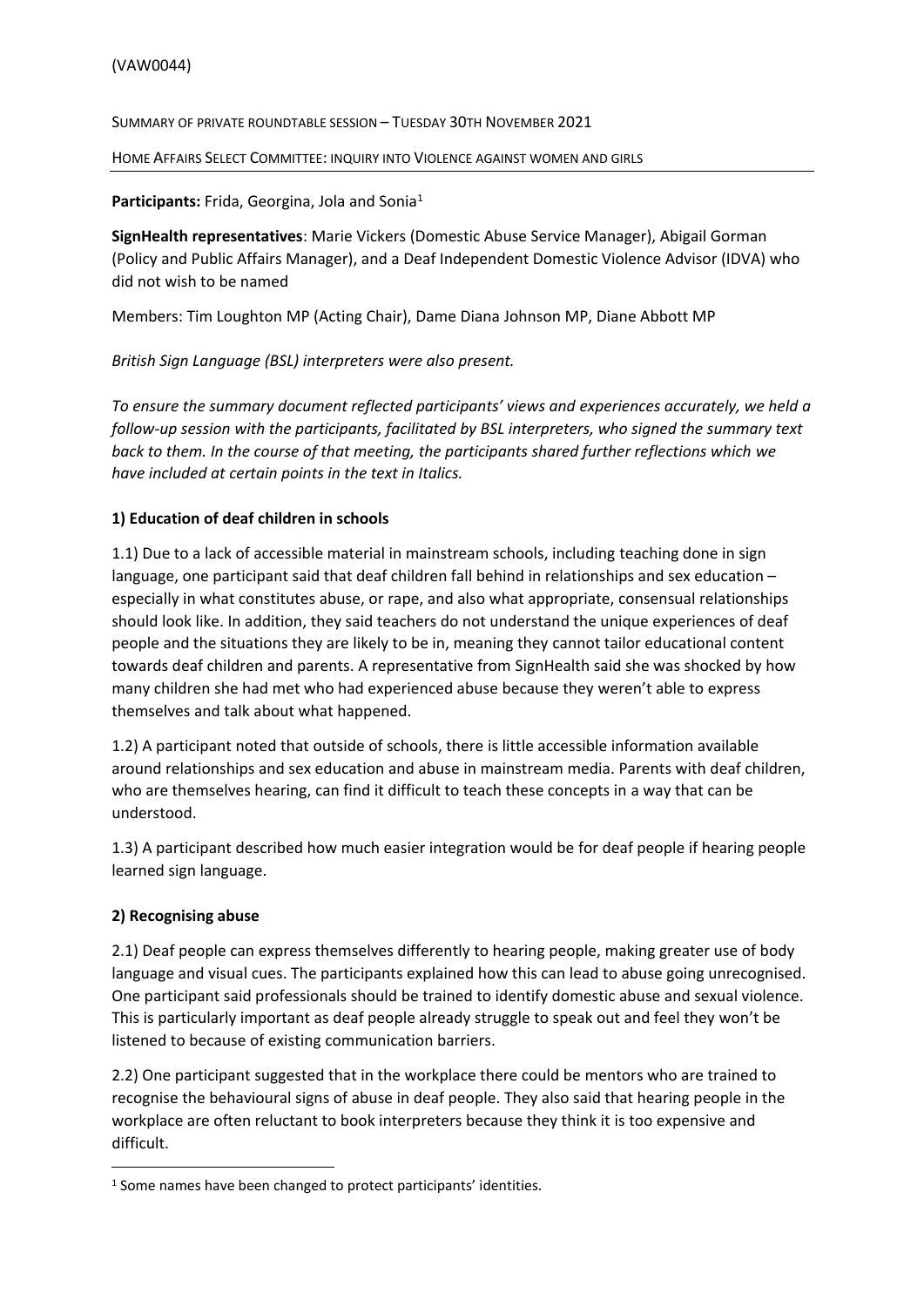(VAW0044)

SUMMARY OF PRIVATE ROUNDTABLE SESSION – TUESDAY 30TH NOVEMBER 2021

HOME AFFAIRS SELECT COMMITTEE: INQUIRY INTO VIOLENCE AGAINST WOMEN AND GIRLS

---

**Participants:** Frida, Georgina, Jola and Sonia[1]

**SignHealth representatives**: Marie Vickers (Domestic Abuse Service Manager), Abigail Gorman (Policy and Public Affairs Manager), and a Deaf Independent Domestic Violence Advisor (IDVA) who did not wish to be named

Members: Tim Loughton MP (Acting Chair), Dame Diana Johnson MP, Diane Abbott MP

*British Sign Language (BSL) interpreters were also present.*

*To ensure the summary document reflected participants' views and experiences accurately, we held a follow-up session with the participants, facilitated by BSL interpreters, who signed the summary text back to them. In the course of that meeting, the participants shared further reflections which we have included at certain points in the text in Italics.*

## 1) Education of deaf children in schools

1.1) Due to a lack of accessible material in mainstream schools, including teaching done in sign language, one participant said that deaf children fall behind in relationships and sex education – especially in what constitutes abuse, or rape, and also what appropriate, consensual relationships should look like. In addition, they said teachers do not understand the unique experiences of deaf people and the situations they are likely to be in, meaning they cannot tailor educational content towards deaf children and parents. A representative from SignHealth said she was shocked by how many children she had met who had experienced abuse because they weren't able to express themselves and talk about what happened.

1.2) A participant noted that outside of schools, there is little accessible information available around relationships and sex education and abuse in mainstream media. Parents with deaf children, who are themselves hearing, can find it difficult to teach these concepts in a way that can be understood.

1.3) A participant described how much easier integration would be for deaf people if hearing people learned sign language.

## 2) Recognising abuse

2.1) Deaf people can express themselves differently to hearing people, making greater use of body language and visual cues. The participants explained how this can lead to abuse going unrecognised. One participant said professionals should be trained to identify domestic abuse and sexual violence. This is particularly important as deaf people already struggle to speak out and feel they won't be listened to because of existing communication barriers.

2.2) One participant suggested that in the workplace there could be mentors who are trained to recognise the behavioural signs of abuse in deaf people. They also said that hearing people in the workplace are often reluctant to book interpreters because they think it is too expensive and difficult.

---

[1] Some names have been changed to protect participants' identities.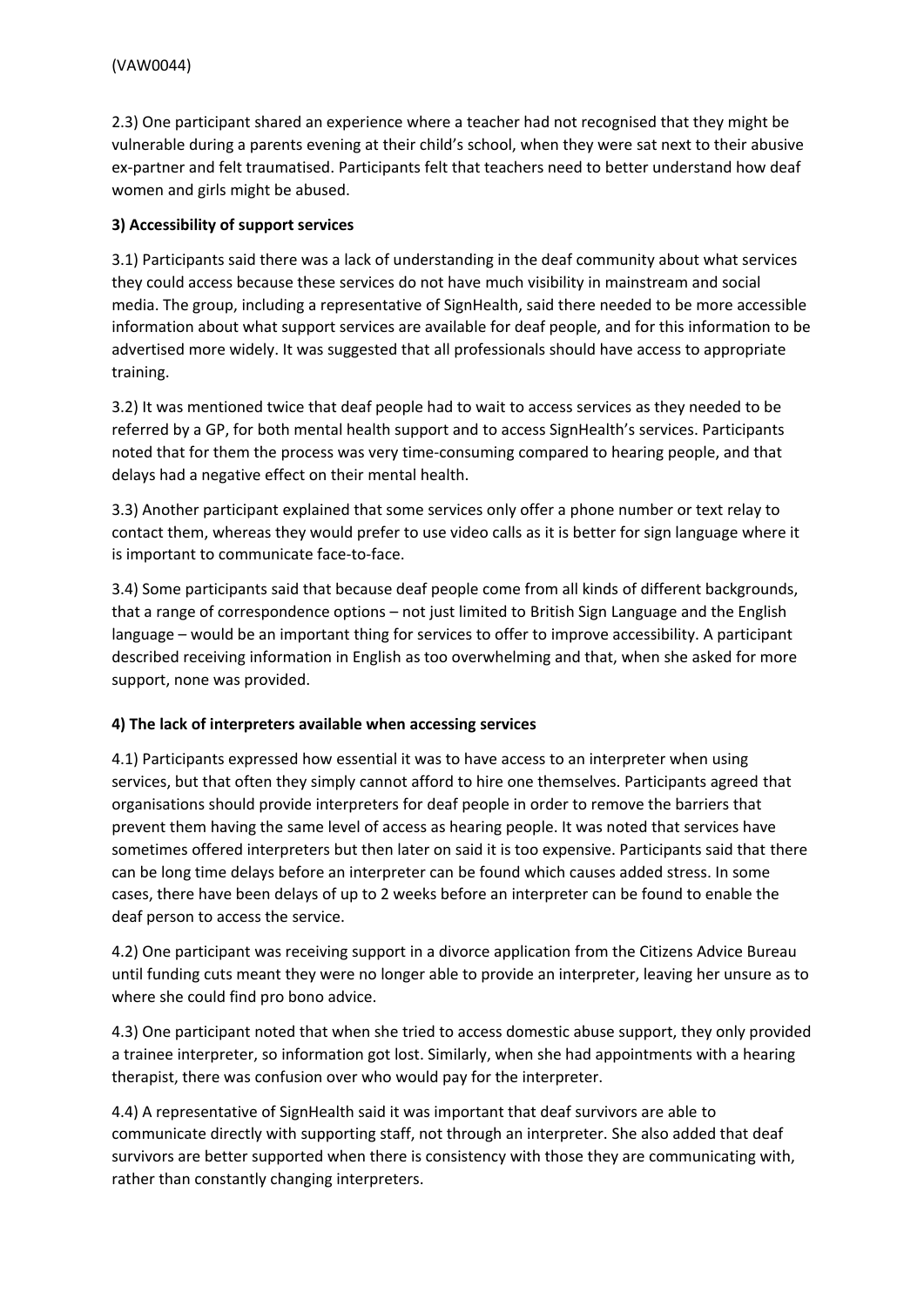2.3) One participant shared an experience where a teacher had not recognised that they might be vulnerable during a parents evening at their child's school, when they were sat next to their abusive ex-partner and felt traumatised. Participants felt that teachers need to better understand how deaf women and girls might be abused.

**3) Accessibility of support services**

3.1) Participants said there was a lack of understanding in the deaf community about what services they could access because these services do not have much visibility in mainstream and social media. The group, including a representative of SignHealth, said there needed to be more accessible information about what support services are available for deaf people, and for this information to be advertised more widely. It was suggested that all professionals should have access to appropriate training.

3.2) It was mentioned twice that deaf people had to wait to access services as they needed to be referred by a GP, for both mental health support and to access SignHealth's services. Participants noted that for them the process was very time-consuming compared to hearing people, and that delays had a negative effect on their mental health.

3.3) Another participant explained that some services only offer a phone number or text relay to contact them, whereas they would prefer to use video calls as it is better for sign language where it is important to communicate face-to-face.

3.4) Some participants said that because deaf people come from all kinds of different backgrounds, that a range of correspondence options – not just limited to British Sign Language and the English language – would be an important thing for services to offer to improve accessibility. A participant described receiving information in English as too overwhelming and that, when she asked for more support, none was provided.

**4) The lack of interpreters available when accessing services**

4.1) Participants expressed how essential it was to have access to an interpreter when using services, but that often they simply cannot afford to hire one themselves. Participants agreed that organisations should provide interpreters for deaf people in order to remove the barriers that prevent them having the same level of access as hearing people. It was noted that services have sometimes offered interpreters but then later on said it is too expensive. Participants said that there can be long time delays before an interpreter can be found which causes added stress. In some cases, there have been delays of up to 2 weeks before an interpreter can be found to enable the deaf person to access the service.

4.2) One participant was receiving support in a divorce application from the Citizens Advice Bureau until funding cuts meant they were no longer able to provide an interpreter, leaving her unsure as to where she could find pro bono advice.

4.3) One participant noted that when she tried to access domestic abuse support, they only provided a trainee interpreter, so information got lost. Similarly, when she had appointments with a hearing therapist, there was confusion over who would pay for the interpreter.

4.4) A representative of SignHealth said it was important that deaf survivors are able to communicate directly with supporting staff, not through an interpreter. She also added that deaf survivors are better supported when there is consistency with those they are communicating with, rather than constantly changing interpreters.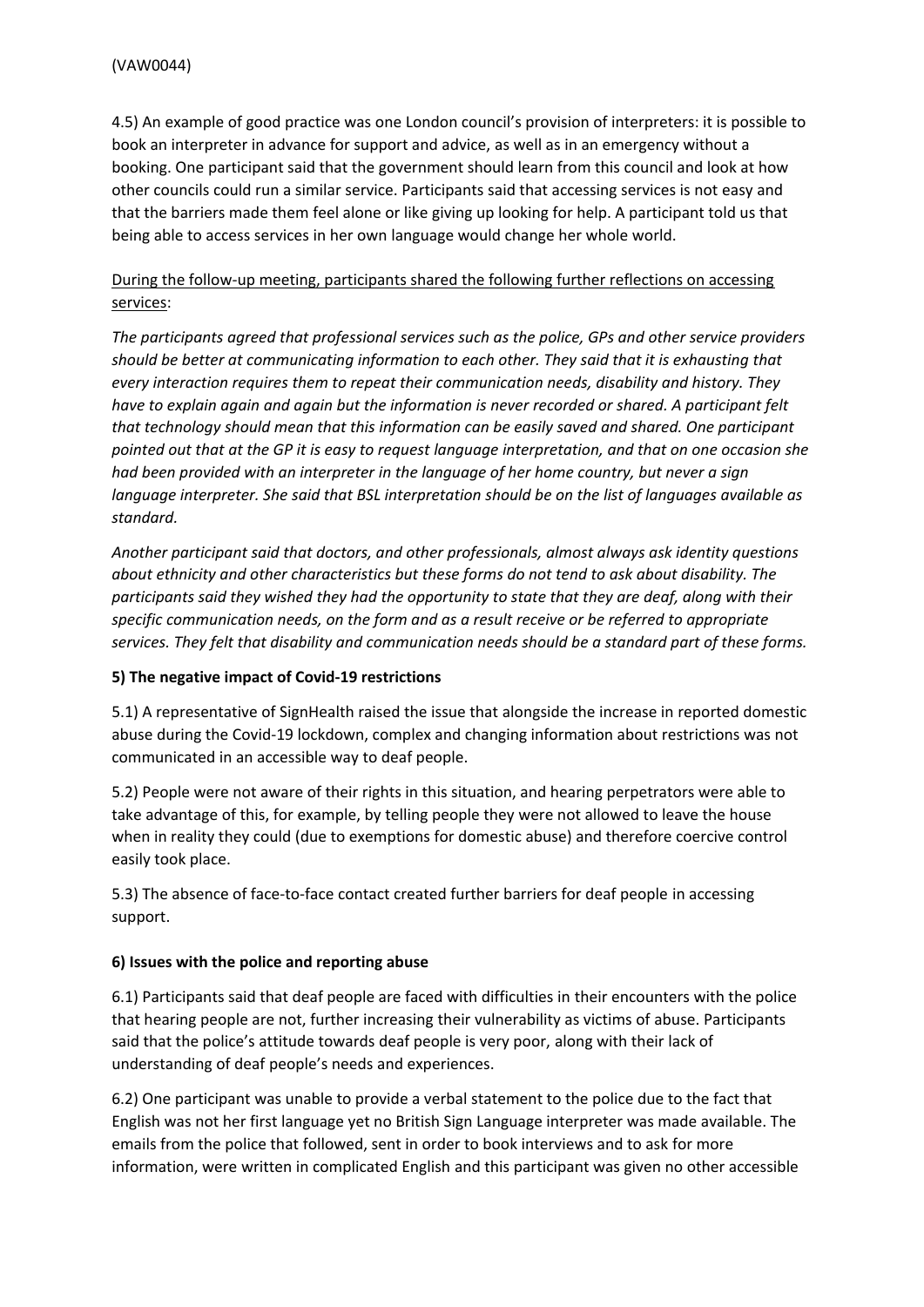4.5) An example of good practice was one London council's provision of interpreters: it is possible to book an interpreter in advance for support and advice, as well as in an emergency without a booking. One participant said that the government should learn from this council and look at how other councils could run a similar service. Participants said that accessing services is not easy and that the barriers made them feel alone or like giving up looking for help. A participant told us that being able to access services in her own language would change her whole world.

<u>During the follow-up meeting, participants shared the following further reflections on accessing services</u>:

*The participants agreed that professional services such as the police, GPs and other service providers should be better at communicating information to each other. They said that it is exhausting that every interaction requires them to repeat their communication needs, disability and history. They have to explain again and again but the information is never recorded or shared. A participant felt that technology should mean that this information can be easily saved and shared. One participant pointed out that at the GP it is easy to request language interpretation, and that on one occasion she had been provided with an interpreter in the language of her home country, but never a sign language interpreter. She said that BSL interpretation should be on the list of languages available as standard.*

*Another participant said that doctors, and other professionals, almost always ask identity questions about ethnicity and other characteristics but these forms do not tend to ask about disability. The participants said they wished they had the opportunity to state that they are deaf, along with their specific communication needs, on the form and as a result receive or be referred to appropriate services. They felt that disability and communication needs should be a standard part of these forms.*

**5) The negative impact of Covid-19 restrictions**

5.1) A representative of SignHealth raised the issue that alongside the increase in reported domestic abuse during the Covid-19 lockdown, complex and changing information about restrictions was not communicated in an accessible way to deaf people.

5.2) People were not aware of their rights in this situation, and hearing perpetrators were able to take advantage of this, for example, by telling people they were not allowed to leave the house when in reality they could (due to exemptions for domestic abuse) and therefore coercive control easily took place.

5.3) The absence of face-to-face contact created further barriers for deaf people in accessing support.

**6) Issues with the police and reporting abuse**

6.1) Participants said that deaf people are faced with difficulties in their encounters with the police that hearing people are not, further increasing their vulnerability as victims of abuse. Participants said that the police's attitude towards deaf people is very poor, along with their lack of understanding of deaf people's needs and experiences.

6.2) One participant was unable to provide a verbal statement to the police due to the fact that English was not her first language yet no British Sign Language interpreter was made available. The emails from the police that followed, sent in order to book interviews and to ask for more information, were written in complicated English and this participant was given no other accessible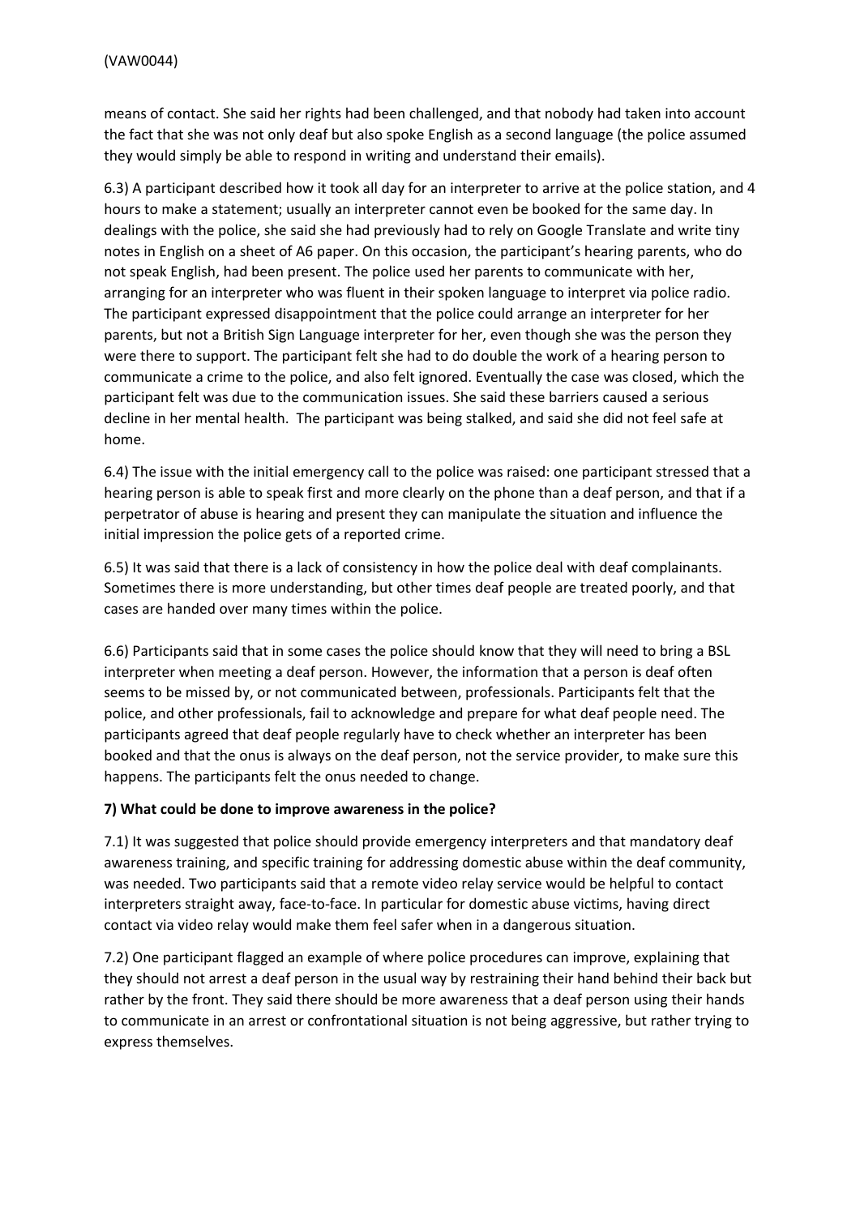means of contact. She said her rights had been challenged, and that nobody had taken into account the fact that she was not only deaf but also spoke English as a second language (the police assumed they would simply be able to respond in writing and understand their emails).

6.3) A participant described how it took all day for an interpreter to arrive at the police station, and 4 hours to make a statement; usually an interpreter cannot even be booked for the same day. In dealings with the police, she said she had previously had to rely on Google Translate and write tiny notes in English on a sheet of A6 paper. On this occasion, the participant's hearing parents, who do not speak English, had been present. The police used her parents to communicate with her, arranging for an interpreter who was fluent in their spoken language to interpret via police radio. The participant expressed disappointment that the police could arrange an interpreter for her parents, but not a British Sign Language interpreter for her, even though she was the person they were there to support. The participant felt she had to do double the work of a hearing person to communicate a crime to the police, and also felt ignored. Eventually the case was closed, which the participant felt was due to the communication issues. She said these barriers caused a serious decline in her mental health. The participant was being stalked, and said she did not feel safe at home.

6.4) The issue with the initial emergency call to the police was raised: one participant stressed that a hearing person is able to speak first and more clearly on the phone than a deaf person, and that if a perpetrator of abuse is hearing and present they can manipulate the situation and influence the initial impression the police gets of a reported crime.

6.5) It was said that there is a lack of consistency in how the police deal with deaf complainants. Sometimes there is more understanding, but other times deaf people are treated poorly, and that cases are handed over many times within the police.

6.6) Participants said that in some cases the police should know that they will need to bring a BSL interpreter when meeting a deaf person. However, the information that a person is deaf often seems to be missed by, or not communicated between, professionals. Participants felt that the police, and other professionals, fail to acknowledge and prepare for what deaf people need. The participants agreed that deaf people regularly have to check whether an interpreter has been booked and that the onus is always on the deaf person, not the service provider, to make sure this happens. The participants felt the onus needed to change.

**7) What could be done to improve awareness in the police?**

7.1) It was suggested that police should provide emergency interpreters and that mandatory deaf awareness training, and specific training for addressing domestic abuse within the deaf community, was needed. Two participants said that a remote video relay service would be helpful to contact interpreters straight away, face-to-face. In particular for domestic abuse victims, having direct contact via video relay would make them feel safer when in a dangerous situation.

7.2) One participant flagged an example of where police procedures can improve, explaining that they should not arrest a deaf person in the usual way by restraining their hand behind their back but rather by the front. They said there should be more awareness that a deaf person using their hands to communicate in an arrest or confrontational situation is not being aggressive, but rather trying to express themselves.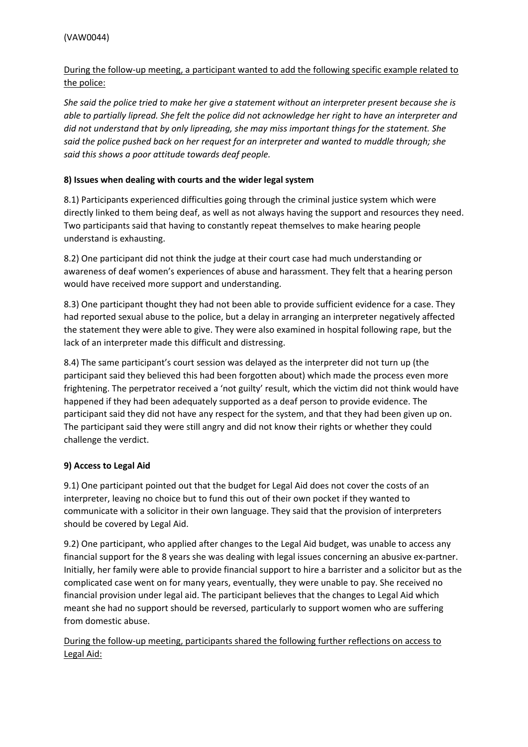(VAW0044)

<u>During the follow-up meeting, a participant wanted to add the following specific example related to the police:</u>

*She said the police tried to make her give a statement without an interpreter present because she is able to partially lipread. She felt the police did not acknowledge her right to have an interpreter and did not understand that by only lipreading, she may miss important things for the statement. She said the police pushed back on her request for an interpreter and wanted to muddle through; she said this shows a poor attitude towards deaf people.*

**8) Issues when dealing with courts and the wider legal system**

8.1) Participants experienced difficulties going through the criminal justice system which were directly linked to them being deaf, as well as not always having the support and resources they need. Two participants said that having to constantly repeat themselves to make hearing people understand is exhausting.

8.2) One participant did not think the judge at their court case had much understanding or awareness of deaf women's experiences of abuse and harassment. They felt that a hearing person would have received more support and understanding.

8.3) One participant thought they had not been able to provide sufficient evidence for a case. They had reported sexual abuse to the police, but a delay in arranging an interpreter negatively affected the statement they were able to give. They were also examined in hospital following rape, but the lack of an interpreter made this difficult and distressing.

8.4) The same participant's court session was delayed as the interpreter did not turn up (the participant said they believed this had been forgotten about) which made the process even more frightening. The perpetrator received a 'not guilty' result, which the victim did not think would have happened if they had been adequately supported as a deaf person to provide evidence. The participant said they did not have any respect for the system, and that they had been given up on. The participant said they were still angry and did not know their rights or whether they could challenge the verdict.

**9) Access to Legal Aid**

9.1) One participant pointed out that the budget for Legal Aid does not cover the costs of an interpreter, leaving no choice but to fund this out of their own pocket if they wanted to communicate with a solicitor in their own language. They said that the provision of interpreters should be covered by Legal Aid.

9.2) One participant, who applied after changes to the Legal Aid budget, was unable to access any financial support for the 8 years she was dealing with legal issues concerning an abusive ex-partner. Initially, her family were able to provide financial support to hire a barrister and a solicitor but as the complicated case went on for many years, eventually, they were unable to pay. She received no financial provision under legal aid. The participant believes that the changes to Legal Aid which meant she had no support should be reversed, particularly to support women who are suffering from domestic abuse.

<u>During the follow-up meeting, participants shared the following further reflections on access to Legal Aid:</u>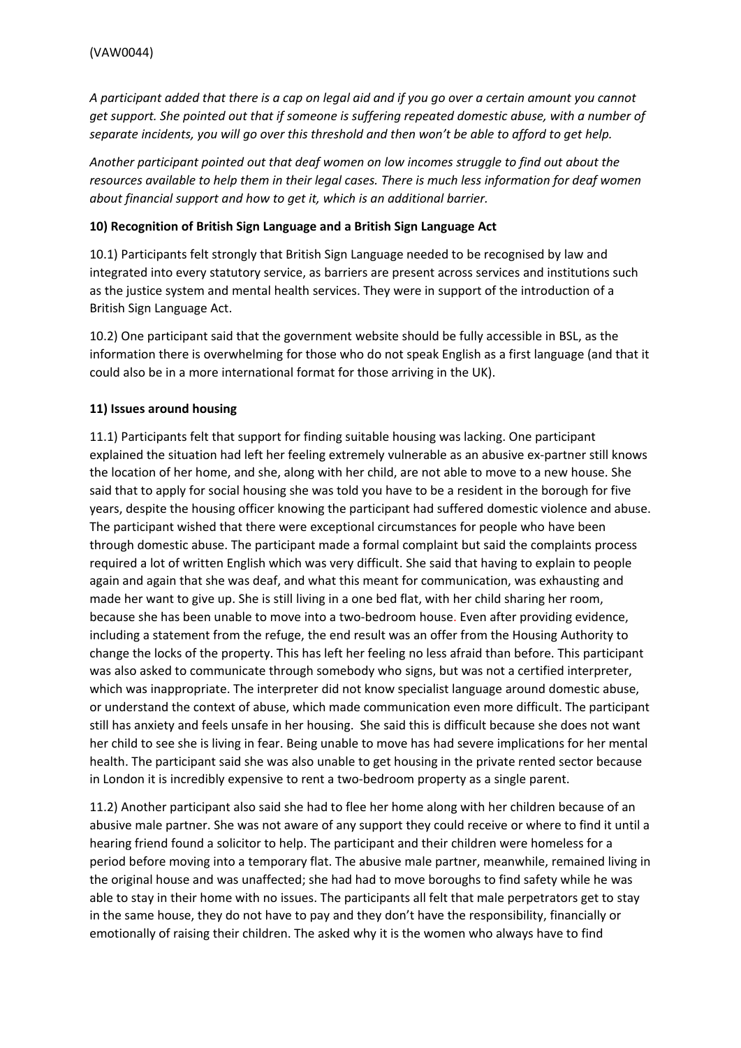*A participant added that there is a cap on legal aid and if you go over a certain amount you cannot get support. She pointed out that if someone is suffering repeated domestic abuse, with a number of separate incidents, you will go over this threshold and then won't be able to afford to get help.*

*Another participant pointed out that deaf women on low incomes struggle to find out about the resources available to help them in their legal cases. There is much less information for deaf women about financial support and how to get it, which is an additional barrier.*

**10) Recognition of British Sign Language and a British Sign Language Act**

10.1) Participants felt strongly that British Sign Language needed to be recognised by law and integrated into every statutory service, as barriers are present across services and institutions such as the justice system and mental health services. They were in support of the introduction of a British Sign Language Act.

10.2) One participant said that the government website should be fully accessible in BSL, as the information there is overwhelming for those who do not speak English as a first language (and that it could also be in a more international format for those arriving in the UK).

**11) Issues around housing**

11.1) Participants felt that support for finding suitable housing was lacking. One participant explained the situation had left her feeling extremely vulnerable as an abusive ex-partner still knows the location of her home, and she, along with her child, are not able to move to a new house. She said that to apply for social housing she was told you have to be a resident in the borough for five years, despite the housing officer knowing the participant had suffered domestic violence and abuse. The participant wished that there were exceptional circumstances for people who have been through domestic abuse. The participant made a formal complaint but said the complaints process required a lot of written English which was very difficult. She said that having to explain to people again and again that she was deaf, and what this meant for communication, was exhausting and made her want to give up. She is still living in a one bed flat, with her child sharing her room, because she has been unable to move into a two-bedroom house. Even after providing evidence, including a statement from the refuge, the end result was an offer from the Housing Authority to change the locks of the property. This has left her feeling no less afraid than before. This participant was also asked to communicate through somebody who signs, but was not a certified interpreter, which was inappropriate. The interpreter did not know specialist language around domestic abuse, or understand the context of abuse, which made communication even more difficult. The participant still has anxiety and feels unsafe in her housing. She said this is difficult because she does not want her child to see she is living in fear. Being unable to move has had severe implications for her mental health. The participant said she was also unable to get housing in the private rented sector because in London it is incredibly expensive to rent a two-bedroom property as a single parent.

11.2) Another participant also said she had to flee her home along with her children because of an abusive male partner. She was not aware of any support they could receive or where to find it until a hearing friend found a solicitor to help. The participant and their children were homeless for a period before moving into a temporary flat. The abusive male partner, meanwhile, remained living in the original house and was unaffected; she had had to move boroughs to find safety while he was able to stay in their home with no issues. The participants all felt that male perpetrators get to stay in the same house, they do not have to pay and they don't have the responsibility, financially or emotionally of raising their children. The asked why it is the women who always have to find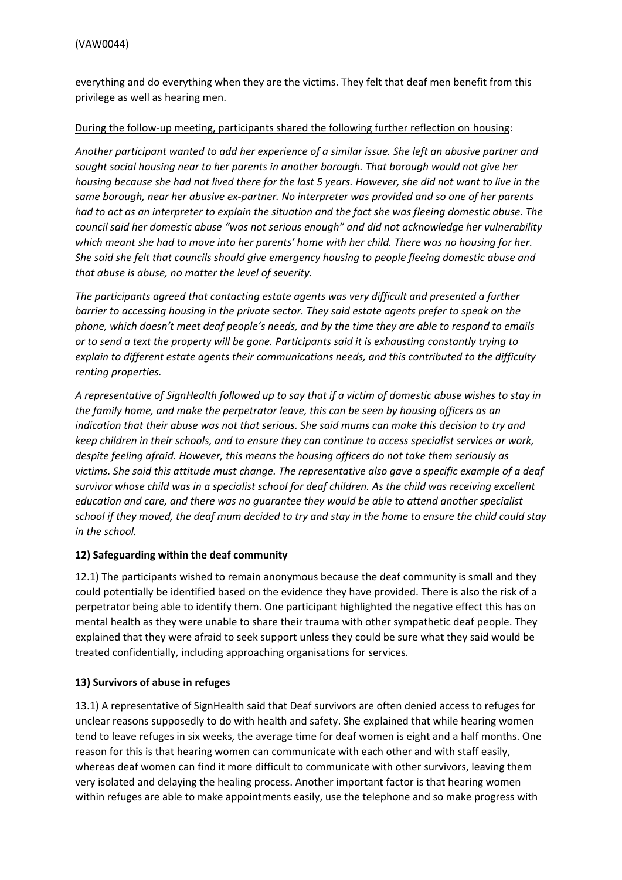everything and do everything when they are the victims. They felt that deaf men benefit from this privilege as well as hearing men.

During the follow-up meeting, participants shared the following further reflection on housing:

*Another participant wanted to add her experience of a similar issue. She left an abusive partner and sought social housing near to her parents in another borough. That borough would not give her housing because she had not lived there for the last 5 years. However, she did not want to live in the same borough, near her abusive ex-partner. No interpreter was provided and so one of her parents had to act as an interpreter to explain the situation and the fact she was fleeing domestic abuse. The council said her domestic abuse "was not serious enough" and did not acknowledge her vulnerability which meant she had to move into her parents' home with her child. There was no housing for her. She said she felt that councils should give emergency housing to people fleeing domestic abuse and that abuse is abuse, no matter the level of severity.*

*The participants agreed that contacting estate agents was very difficult and presented a further barrier to accessing housing in the private sector. They said estate agents prefer to speak on the phone, which doesn't meet deaf people's needs, and by the time they are able to respond to emails or to send a text the property will be gone. Participants said it is exhausting constantly trying to explain to different estate agents their communications needs, and this contributed to the difficulty renting properties.*

*A representative of SignHealth followed up to say that if a victim of domestic abuse wishes to stay in the family home, and make the perpetrator leave, this can be seen by housing officers as an indication that their abuse was not that serious. She said mums can make this decision to try and keep children in their schools, and to ensure they can continue to access specialist services or work, despite feeling afraid. However, this means the housing officers do not take them seriously as victims. She said this attitude must change. The representative also gave a specific example of a deaf survivor whose child was in a specialist school for deaf children. As the child was receiving excellent education and care, and there was no guarantee they would be able to attend another specialist school if they moved, the deaf mum decided to try and stay in the home to ensure the child could stay in the school.*

### 12) Safeguarding within the deaf community

12.1) The participants wished to remain anonymous because the deaf community is small and they could potentially be identified based on the evidence they have provided. There is also the risk of a perpetrator being able to identify them. One participant highlighted the negative effect this has on mental health as they were unable to share their trauma with other sympathetic deaf people. They explained that they were afraid to seek support unless they could be sure what they said would be treated confidentially, including approaching organisations for services.

### 13) Survivors of abuse in refuges

13.1) A representative of SignHealth said that Deaf survivors are often denied access to refuges for unclear reasons supposedly to do with health and safety. She explained that while hearing women tend to leave refuges in six weeks, the average time for deaf women is eight and a half months. One reason for this is that hearing women can communicate with each other and with staff easily, whereas deaf women can find it more difficult to communicate with other survivors, leaving them very isolated and delaying the healing process. Another important factor is that hearing women within refuges are able to make appointments easily, use the telephone and so make progress with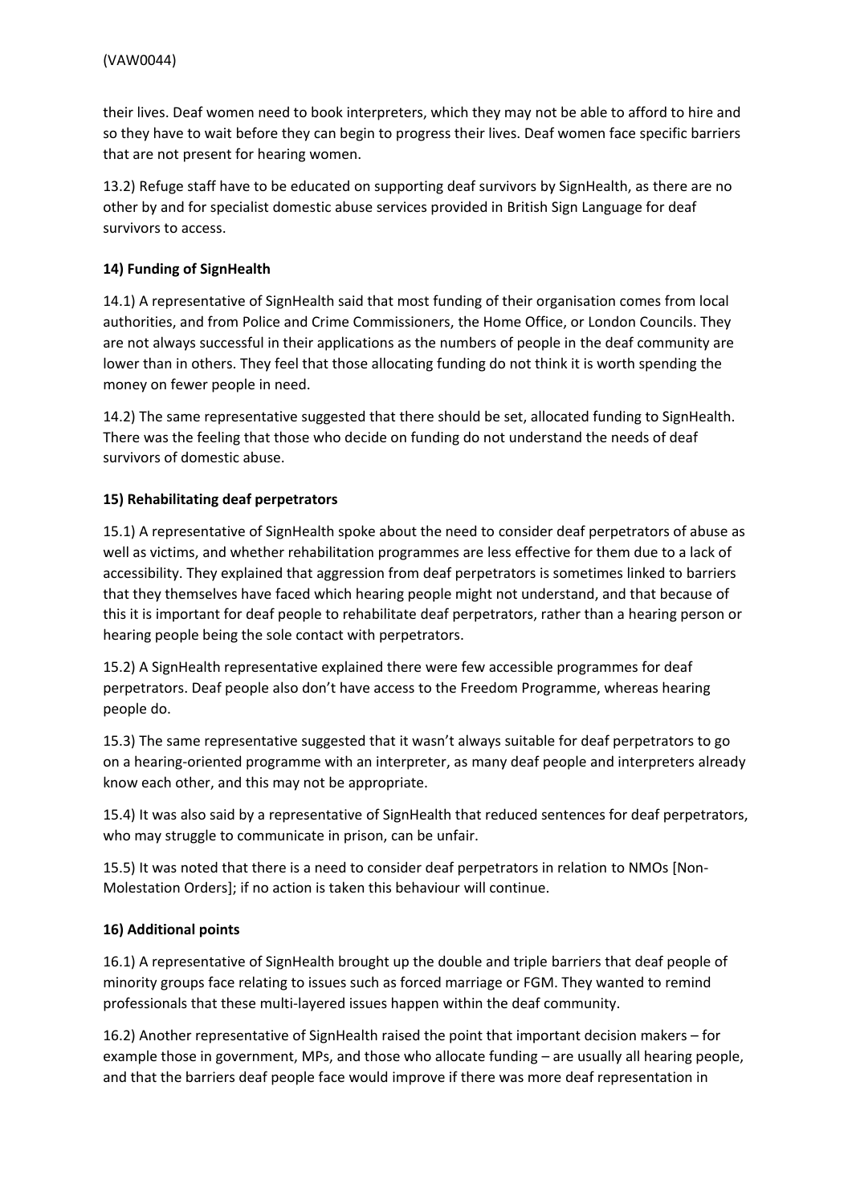their lives. Deaf women need to book interpreters, which they may not be able to afford to hire and so they have to wait before they can begin to progress their lives. Deaf women face specific barriers that are not present for hearing women.

13.2) Refuge staff have to be educated on supporting deaf survivors by SignHealth, as there are no other by and for specialist domestic abuse services provided in British Sign Language for deaf survivors to access.

**14) Funding of SignHealth**

14.1) A representative of SignHealth said that most funding of their organisation comes from local authorities, and from Police and Crime Commissioners, the Home Office, or London Councils. They are not always successful in their applications as the numbers of people in the deaf community are lower than in others. They feel that those allocating funding do not think it is worth spending the money on fewer people in need.

14.2) The same representative suggested that there should be set, allocated funding to SignHealth. There was the feeling that those who decide on funding do not understand the needs of deaf survivors of domestic abuse.

**15) Rehabilitating deaf perpetrators**

15.1) A representative of SignHealth spoke about the need to consider deaf perpetrators of abuse as well as victims, and whether rehabilitation programmes are less effective for them due to a lack of accessibility. They explained that aggression from deaf perpetrators is sometimes linked to barriers that they themselves have faced which hearing people might not understand, and that because of this it is important for deaf people to rehabilitate deaf perpetrators, rather than a hearing person or hearing people being the sole contact with perpetrators.

15.2) A SignHealth representative explained there were few accessible programmes for deaf perpetrators. Deaf people also don't have access to the Freedom Programme, whereas hearing people do.

15.3) The same representative suggested that it wasn't always suitable for deaf perpetrators to go on a hearing-oriented programme with an interpreter, as many deaf people and interpreters already know each other, and this may not be appropriate.

15.4) It was also said by a representative of SignHealth that reduced sentences for deaf perpetrators, who may struggle to communicate in prison, can be unfair.

15.5) It was noted that there is a need to consider deaf perpetrators in relation to NMOs [Non-Molestation Orders]; if no action is taken this behaviour will continue.

**16) Additional points**

16.1) A representative of SignHealth brought up the double and triple barriers that deaf people of minority groups face relating to issues such as forced marriage or FGM. They wanted to remind professionals that these multi-layered issues happen within the deaf community.

16.2) Another representative of SignHealth raised the point that important decision makers – for example those in government, MPs, and those who allocate funding – are usually all hearing people, and that the barriers deaf people face would improve if there was more deaf representation in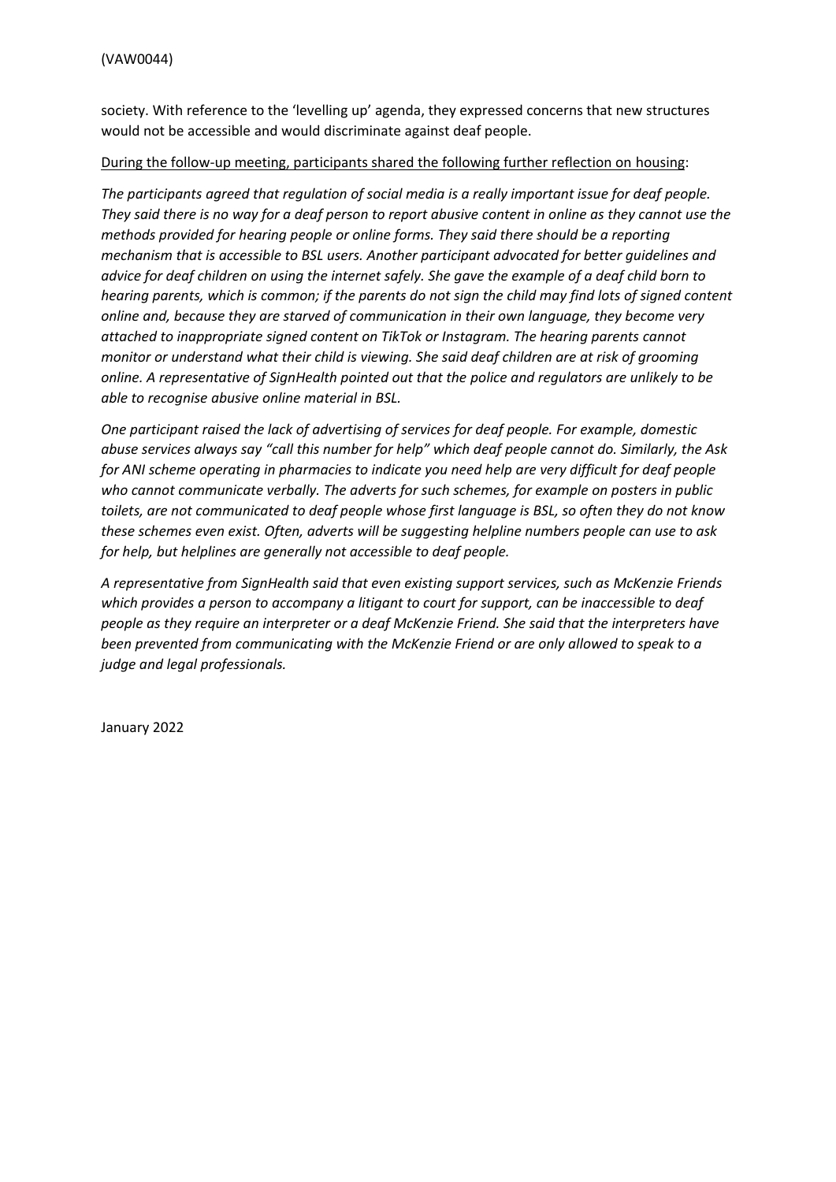society. With reference to the 'levelling up' agenda, they expressed concerns that new structures would not be accessible and would discriminate against deaf people.

<u>During the follow-up meeting, participants shared the following further reflection on housing</u>:

*The participants agreed that regulation of social media is a really important issue for deaf people. They said there is no way for a deaf person to report abusive content in online as they cannot use the methods provided for hearing people or online forms. They said there should be a reporting mechanism that is accessible to BSL users. Another participant advocated for better guidelines and advice for deaf children on using the internet safely. She gave the example of a deaf child born to hearing parents, which is common; if the parents do not sign the child may find lots of signed content online and, because they are starved of communication in their own language, they become very attached to inappropriate signed content on TikTok or Instagram. The hearing parents cannot monitor or understand what their child is viewing. She said deaf children are at risk of grooming online. A representative of SignHealth pointed out that the police and regulators are unlikely to be able to recognise abusive online material in BSL.*

*One participant raised the lack of advertising of services for deaf people. For example, domestic abuse services always say "call this number for help" which deaf people cannot do. Similarly, the Ask for ANI scheme operating in pharmacies to indicate you need help are very difficult for deaf people who cannot communicate verbally. The adverts for such schemes, for example on posters in public toilets, are not communicated to deaf people whose first language is BSL, so often they do not know these schemes even exist. Often, adverts will be suggesting helpline numbers people can use to ask for help, but helplines are generally not accessible to deaf people.*

*A representative from SignHealth said that even existing support services, such as McKenzie Friends which provides a person to accompany a litigant to court for support, can be inaccessible to deaf people as they require an interpreter or a deaf McKenzie Friend. She said that the interpreters have been prevented from communicating with the McKenzie Friend or are only allowed to speak to a judge and legal professionals.*

January 2022